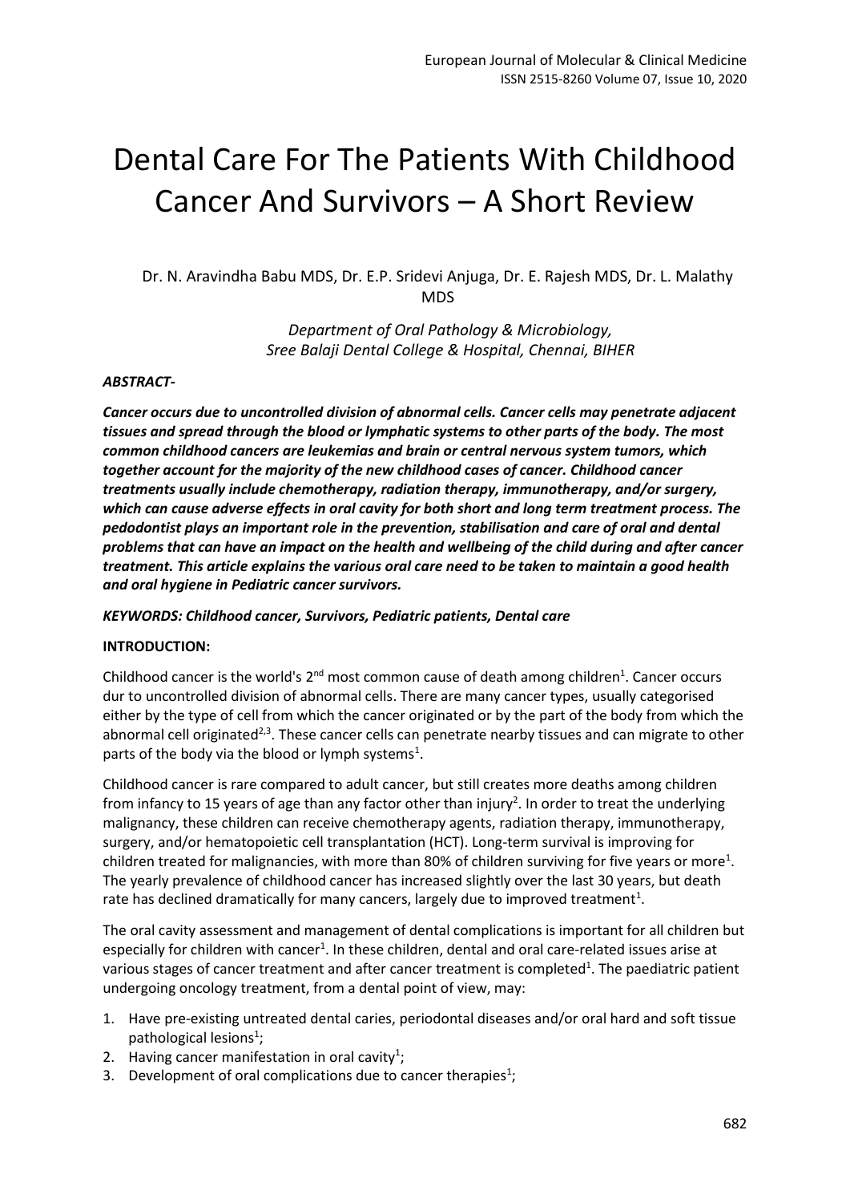# Dental Care For The Patients With Childhood Cancer And Survivors – A Short Review

Dr. N. Aravindha Babu MDS, Dr. E.P. Sridevi Anjuga, Dr. E. Rajesh MDS, Dr. L. Malathy MDS

*Department of Oral Pathology & Microbiology, Sree Balaji Dental College & Hospital, Chennai, BIHER*

***ABSTRACT-***

***Cancer occurs due to uncontrolled division of abnormal cells. Cancer cells may penetrate adjacent tissues and spread through the blood or lymphatic systems to other parts of the body. The most common childhood cancers are leukemias and brain or central nervous system tumors, which together account for the majority of the new childhood cases of cancer. Childhood cancer treatments usually include chemotherapy, radiation therapy, immunotherapy, and/or surgery, which can cause adverse effects in oral cavity for both short and long term treatment process. The pedodontist plays an important role in the prevention, stabilisation and care of oral and dental problems that can have an impact on the health and wellbeing of the child during and after cancer treatment. This article explains the various oral care need to be taken to maintain a good health and oral hygiene in Pediatric cancer survivors.***

***KEYWORDS: Childhood cancer, Survivors, Pediatric patients, Dental care***

**INTRODUCTION:**

Childhood cancer is the world's 2nd most common cause of death among children[1]. Cancer occurs dur to uncontrolled division of abnormal cells. There are many cancer types, usually categorised either by the type of cell from which the cancer originated or by the part of the body from which the abnormal cell originated[2,3]. These cancer cells can penetrate nearby tissues and can migrate to other parts of the body via the blood or lymph systems[1].

Childhood cancer is rare compared to adult cancer, but still creates more deaths among children from infancy to 15 years of age than any factor other than injury[2]. In order to treat the underlying malignancy, these children can receive chemotherapy agents, radiation therapy, immunotherapy, surgery, and/or hematopoietic cell transplantation (HCT). Long-term survival is improving for children treated for malignancies, with more than 80% of children surviving for five years or more[1]. The yearly prevalence of childhood cancer has increased slightly over the last 30 years, but death rate has declined dramatically for many cancers, largely due to improved treatment[1].

The oral cavity assessment and management of dental complications is important for all children but especially for children with cancer[1]. In these children, dental and oral care-related issues arise at various stages of cancer treatment and after cancer treatment is completed[1]. The paediatric patient undergoing oncology treatment, from a dental point of view, may:

1. Have pre-existing untreated dental caries, periodontal diseases and/or oral hard and soft tissue pathological lesions[1];
2. Having cancer manifestation in oral cavity[1];
3. Development of oral complications due to cancer therapies[1];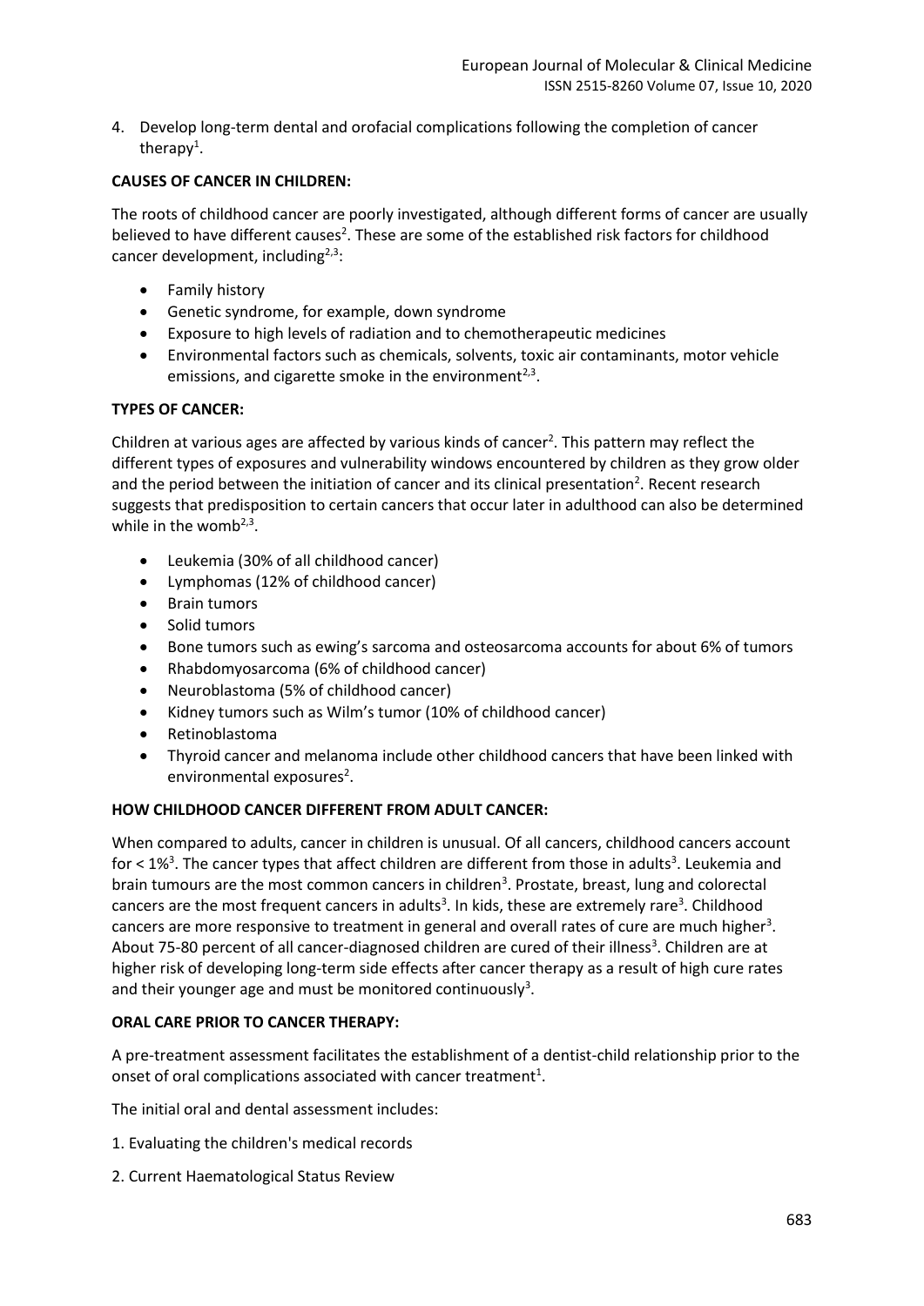4. Develop long-term dental and orofacial complications following the completion of cancer therapy[1].

**CAUSES OF CANCER IN CHILDREN:**

The roots of childhood cancer are poorly investigated, although different forms of cancer are usually believed to have different causes[2]. These are some of the established risk factors for childhood cancer development, including[2,3]:

- Family history
- Genetic syndrome, for example, down syndrome
- Exposure to high levels of radiation and to chemotherapeutic medicines
- Environmental factors such as chemicals, solvents, toxic air contaminants, motor vehicle emissions, and cigarette smoke in the environment[2,3].

**TYPES OF CANCER:**

Children at various ages are affected by various kinds of cancer[2]. This pattern may reflect the different types of exposures and vulnerability windows encountered by children as they grow older and the period between the initiation of cancer and its clinical presentation[2]. Recent research suggests that predisposition to certain cancers that occur later in adulthood can also be determined while in the womb[2,3].

- Leukemia (30% of all childhood cancer)
- Lymphomas (12% of childhood cancer)
- Brain tumors
- Solid tumors
- Bone tumors such as ewing's sarcoma and osteosarcoma accounts for about 6% of tumors
- Rhabdomyosarcoma (6% of childhood cancer)
- Neuroblastoma (5% of childhood cancer)
- Kidney tumors such as Wilm's tumor (10% of childhood cancer)
- Retinoblastoma
- Thyroid cancer and melanoma include other childhood cancers that have been linked with environmental exposures[2].

**HOW CHILDHOOD CANCER DIFFERENT FROM ADULT CANCER:**

When compared to adults, cancer in children is unusual. Of all cancers, childhood cancers account for < 1%[3]. The cancer types that affect children are different from those in adults[3]. Leukemia and brain tumours are the most common cancers in children[3]. Prostate, breast, lung and colorectal cancers are the most frequent cancers in adults[3]. In kids, these are extremely rare[3]. Childhood cancers are more responsive to treatment in general and overall rates of cure are much higher[3]. About 75-80 percent of all cancer-diagnosed children are cured of their illness[3]. Children are at higher risk of developing long-term side effects after cancer therapy as a result of high cure rates and their younger age and must be monitored continuously[3].

**ORAL CARE PRIOR TO CANCER THERAPY:**

A pre-treatment assessment facilitates the establishment of a dentist-child relationship prior to the onset of oral complications associated with cancer treatment[1].

The initial oral and dental assessment includes:

1. Evaluating the children's medical records

2. Current Haematological Status Review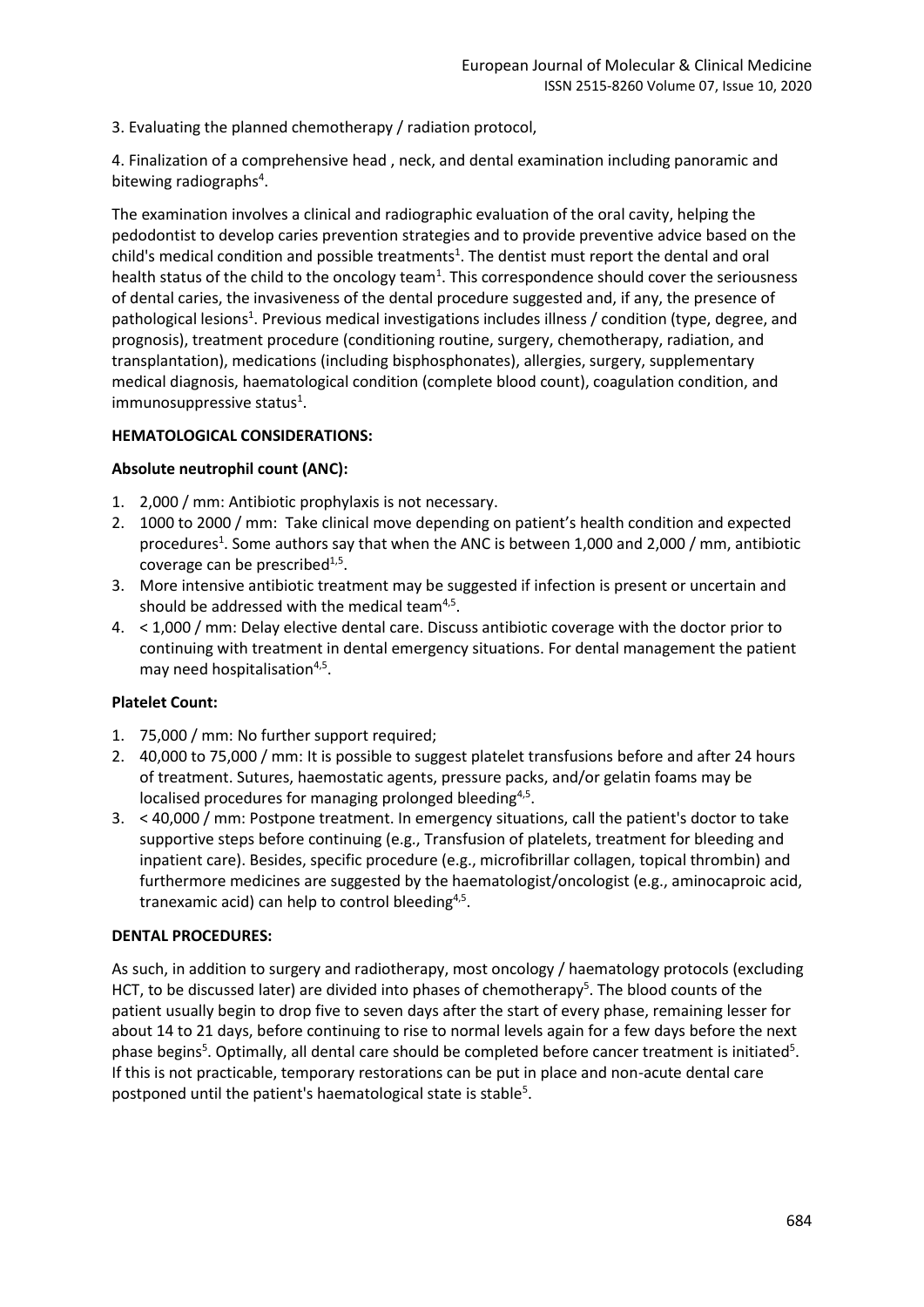3. Evaluating the planned chemotherapy / radiation protocol,

4. Finalization of a comprehensive head , neck, and dental examination including panoramic and bitewing radiographs[4].

The examination involves a clinical and radiographic evaluation of the oral cavity, helping the pedodontist to develop caries prevention strategies and to provide preventive advice based on the child's medical condition and possible treatments[1]. The dentist must report the dental and oral health status of the child to the oncology team[1]. This correspondence should cover the seriousness of dental caries, the invasiveness of the dental procedure suggested and, if any, the presence of pathological lesions[1]. Previous medical investigations includes illness / condition (type, degree, and prognosis), treatment procedure (conditioning routine, surgery, chemotherapy, radiation, and transplantation), medications (including bisphosphonates), allergies, surgery, supplementary medical diagnosis, haematological condition (complete blood count), coagulation condition, and immunosuppressive status[1].

**HEMATOLOGICAL CONSIDERATIONS:**

**Absolute neutrophil count (ANC):**

1. 2,000 / mm: Antibiotic prophylaxis is not necessary.
2. 1000 to 2000 / mm: Take clinical move depending on patient's health condition and expected procedures[1]. Some authors say that when the ANC is between 1,000 and 2,000 / mm, antibiotic coverage can be prescribed[1,5].
3. More intensive antibiotic treatment may be suggested if infection is present or uncertain and should be addressed with the medical team[4,5].
4. < 1,000 / mm: Delay elective dental care. Discuss antibiotic coverage with the doctor prior to continuing with treatment in dental emergency situations. For dental management the patient may need hospitalisation[4,5].

**Platelet Count:**

1. 75,000 / mm: No further support required;
2. 40,000 to 75,000 / mm: It is possible to suggest platelet transfusions before and after 24 hours of treatment. Sutures, haemostatic agents, pressure packs, and/or gelatin foams may be localised procedures for managing prolonged bleeding[4,5].
3. < 40,000 / mm: Postpone treatment. In emergency situations, call the patient's doctor to take supportive steps before continuing (e.g., Transfusion of platelets, treatment for bleeding and inpatient care). Besides, specific procedure (e.g., microfibrillar collagen, topical thrombin) and furthermore medicines are suggested by the haematologist/oncologist (e.g., aminocaproic acid, tranexamic acid) can help to control bleeding[4,5].

**DENTAL PROCEDURES:**

As such, in addition to surgery and radiotherapy, most oncology / haematology protocols (excluding HCT, to be discussed later) are divided into phases of chemotherapy[5]. The blood counts of the patient usually begin to drop five to seven days after the start of every phase, remaining lesser for about 14 to 21 days, before continuing to rise to normal levels again for a few days before the next phase begins[5]. Optimally, all dental care should be completed before cancer treatment is initiated[5]. If this is not practicable, temporary restorations can be put in place and non-acute dental care postponed until the patient's haematological state is stable[5].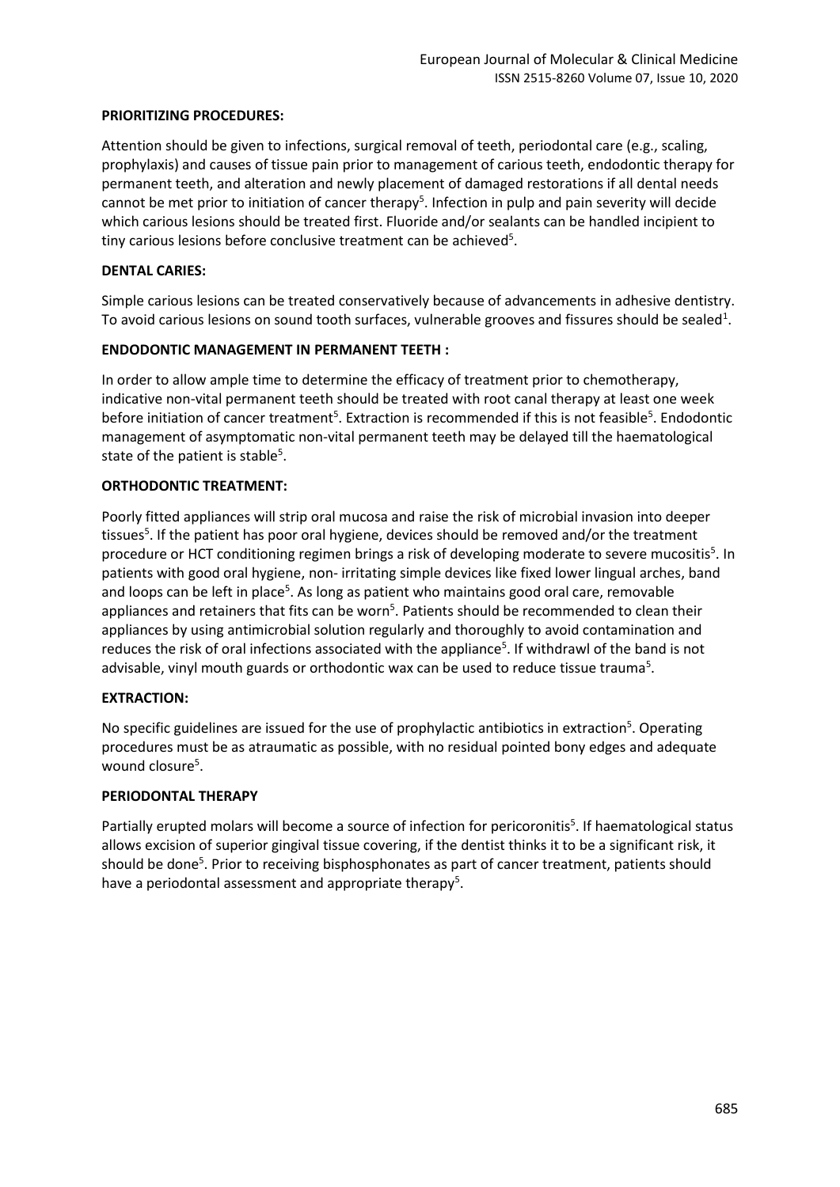**PRIORITIZING PROCEDURES:**

Attention should be given to infections, surgical removal of teeth, periodontal care (e.g., scaling, prophylaxis) and causes of tissue pain prior to management of carious teeth, endodontic therapy for permanent teeth, and alteration and newly placement of damaged restorations if all dental needs cannot be met prior to initiation of cancer therapy[5]. Infection in pulp and pain severity will decide which carious lesions should be treated first. Fluoride and/or sealants can be handled incipient to tiny carious lesions before conclusive treatment can be achieved[5].

**DENTAL CARIES:**

Simple carious lesions can be treated conservatively because of advancements in adhesive dentistry. To avoid carious lesions on sound tooth surfaces, vulnerable grooves and fissures should be sealed[1].

**ENDODONTIC MANAGEMENT IN PERMANENT TEETH :**

In order to allow ample time to determine the efficacy of treatment prior to chemotherapy, indicative non-vital permanent teeth should be treated with root canal therapy at least one week before initiation of cancer treatment[5]. Extraction is recommended if this is not feasible[5]. Endodontic management of asymptomatic non-vital permanent teeth may be delayed till the haematological state of the patient is stable[5].

**ORTHODONTIC TREATMENT:**

Poorly fitted appliances will strip oral mucosa and raise the risk of microbial invasion into deeper tissues[5]. If the patient has poor oral hygiene, devices should be removed and/or the treatment procedure or HCT conditioning regimen brings a risk of developing moderate to severe mucositis[5]. In patients with good oral hygiene, non- irritating simple devices like fixed lower lingual arches, band and loops can be left in place[5]. As long as patient who maintains good oral care, removable appliances and retainers that fits can be worn[5]. Patients should be recommended to clean their appliances by using antimicrobial solution regularly and thoroughly to avoid contamination and reduces the risk of oral infections associated with the appliance[5]. If withdrawl of the band is not advisable, vinyl mouth guards or orthodontic wax can be used to reduce tissue trauma[5].

**EXTRACTION:**

No specific guidelines are issued for the use of prophylactic antibiotics in extraction[5]. Operating procedures must be as atraumatic as possible, with no residual pointed bony edges and adequate wound closure[5].

**PERIODONTAL THERAPY**

Partially erupted molars will become a source of infection for pericoronitis[5]. If haematological status allows excision of superior gingival tissue covering, if the dentist thinks it to be a significant risk, it should be done[5]. Prior to receiving bisphosphonates as part of cancer treatment, patients should have a periodontal assessment and appropriate therapy[5].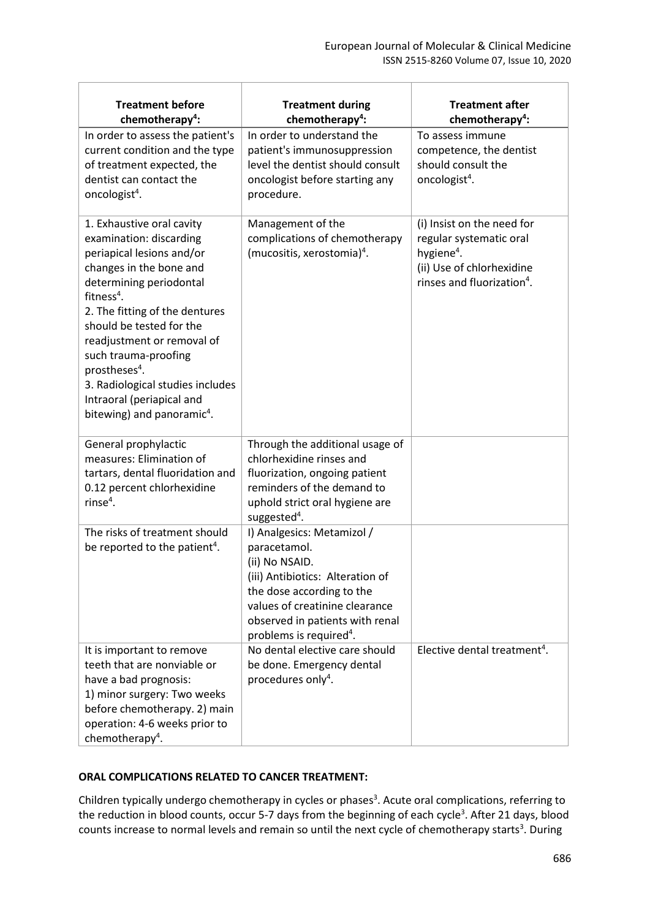| Treatment before chemotherapy[4]: | Treatment during chemotherapy[4]: | Treatment after chemotherapy[4]: |
|---|---|---|
| In order to assess the patient's current condition and the type of treatment expected, the dentist can contact the oncologist[4]. | In order to understand the patient's immunosuppression level the dentist should consult oncologist before starting any procedure. | To assess immune competence, the dentist should consult the oncologist[4]. |
| 1. Exhaustive oral cavity examination: discarding periapical lesions and/or changes in the bone and determining periodontal fitness[4].<br>2. The fitting of the dentures should be tested for the readjustment or removal of such trauma-proofing prostheses[4].<br>3. Radiological studies includes Intraoral (periapical and bitewing) and panoramic[4]. | Management of the complications of chemotherapy (mucositis, xerostomia)[4]. | (i) Insist on the need for regular systematic oral hygiene[4].<br>(ii) Use of chlorhexidine rinses and fluorization[4]. |
| General prophylactic measures: Elimination of tartars, dental fluoridation and 0.12 percent chlorhexidine rinse[4]. | Through the additional usage of chlorhexidine rinses and fluorization, ongoing patient reminders of the demand to uphold strict oral hygiene are suggested[4]. | |
| The risks of treatment should be reported to the patient[4]. | I) Analgesics: Metamizol / paracetamol.<br>(ii) No NSAID.<br>(iii) Antibiotics: Alteration of the dose according to the values of creatinine clearance observed in patients with renal problems is required[4]. | |
| It is important to remove teeth that are nonviable or have a bad prognosis:<br>1) minor surgery: Two weeks before chemotherapy. 2) main operation: 4-6 weeks prior to chemotherapy[4]. | No dental elective care should be done. Emergency dental procedures only[4]. | Elective dental treatment[4]. |

**ORAL COMPLICATIONS RELATED TO CANCER TREATMENT:**

Children typically undergo chemotherapy in cycles or phases[3]. Acute oral complications, referring to the reduction in blood counts, occur 5-7 days from the beginning of each cycle[3]. After 21 days, blood counts increase to normal levels and remain so until the next cycle of chemotherapy starts[3]. During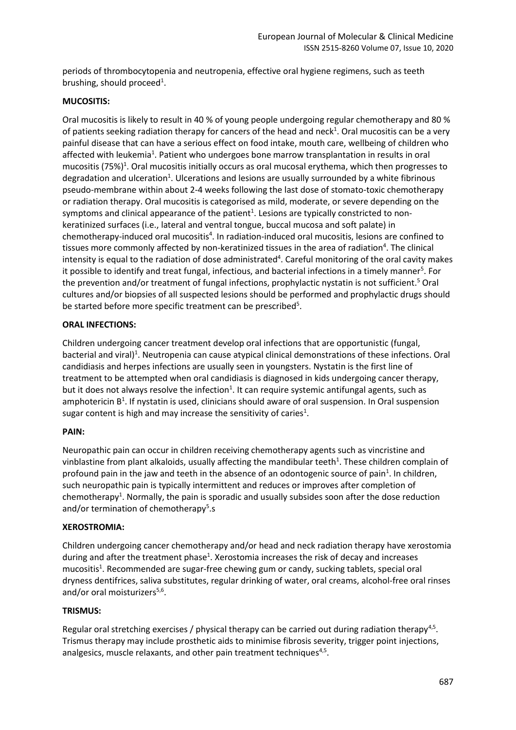periods of thrombocytopenia and neutropenia, effective oral hygiene regimens, such as teeth brushing, should proceed[1].

**MUCOSITIS:**

Oral mucositis is likely to result in 40 % of young people undergoing regular chemotherapy and 80 % of patients seeking radiation therapy for cancers of the head and neck[1]. Oral mucositis can be a very painful disease that can have a serious effect on food intake, mouth care, wellbeing of children who affected with leukemia[1]. Patient who undergoes bone marrow transplantation in results in oral mucositis (75%)[1]. Oral mucositis initially occurs as oral mucosal erythema, which then progresses to degradation and ulceration[1]. Ulcerations and lesions are usually surrounded by a white fibrinous pseudo-membrane within about 2-4 weeks following the last dose of stomato-toxic chemotherapy or radiation therapy. Oral mucositis is categorised as mild, moderate, or severe depending on the symptoms and clinical appearance of the patient[1]. Lesions are typically constricted to non-keratinized surfaces (i.e., lateral and ventral tongue, buccal mucosa and soft palate) in chemotherapy-induced oral mucositis[4]. In radiation-induced oral mucositis, lesions are confined to tissues more commonly affected by non-keratinized tissues in the area of radiation[4]. The clinical intensity is equal to the radiation of dose administrated[4]. Careful monitoring of the oral cavity makes it possible to identify and treat fungal, infectious, and bacterial infections in a timely manner[5]. For the prevention and/or treatment of fungal infections, prophylactic nystatin is not sufficient.[5] Oral cultures and/or biopsies of all suspected lesions should be performed and prophylactic drugs should be started before more specific treatment can be prescribed[5].

**ORAL INFECTIONS:**

Children undergoing cancer treatment develop oral infections that are opportunistic (fungal, bacterial and viral)[1]. Neutropenia can cause atypical clinical demonstrations of these infections. Oral candidiasis and herpes infections are usually seen in youngsters. Nystatin is the first line of treatment to be attempted when oral candidiasis is diagnosed in kids undergoing cancer therapy, but it does not always resolve the infection[1]. It can require systemic antifungal agents, such as amphotericin B[1]. If nystatin is used, clinicians should aware of oral suspension. In Oral suspension sugar content is high and may increase the sensitivity of caries[1].

**PAIN:**

Neuropathic pain can occur in children receiving chemotherapy agents such as vincristine and vinblastine from plant alkaloids, usually affecting the mandibular teeth[1]. These children complain of profound pain in the jaw and teeth in the absence of an odontogenic source of pain[1]. In children, such neuropathic pain is typically intermittent and reduces or improves after completion of chemotherapy[1]. Normally, the pain is sporadic and usually subsides soon after the dose reduction and/or termination of chemotherapy[5].s

**XEROSTROMIA:**

Children undergoing cancer chemotherapy and/or head and neck radiation therapy have xerostomia during and after the treatment phase[1]. Xerostomia increases the risk of decay and increases mucositis[1]. Recommended are sugar-free chewing gum or candy, sucking tablets, special oral dryness dentifrices, saliva substitutes, regular drinking of water, oral creams, alcohol-free oral rinses and/or oral moisturizers[5,6].

**TRISMUS:**

Regular oral stretching exercises / physical therapy can be carried out during radiation therapy[4,5]. Trismus therapy may include prosthetic aids to minimise fibrosis severity, trigger point injections, analgesics, muscle relaxants, and other pain treatment techniques[4,5].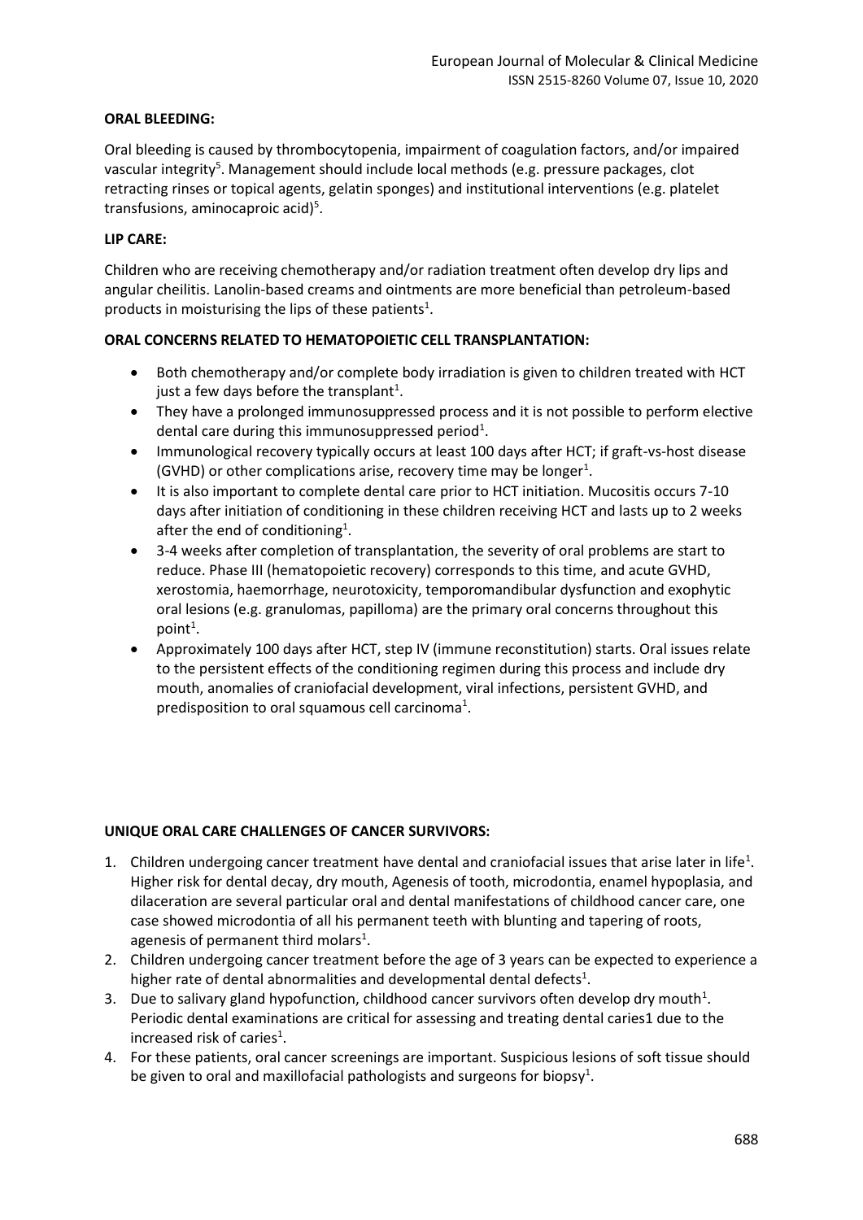**ORAL BLEEDING:**

Oral bleeding is caused by thrombocytopenia, impairment of coagulation factors, and/or impaired vascular integrity[5]. Management should include local methods (e.g. pressure packages, clot retracting rinses or topical agents, gelatin sponges) and institutional interventions (e.g. platelet transfusions, aminocaproic acid)[5].

**LIP CARE:**

Children who are receiving chemotherapy and/or radiation treatment often develop dry lips and angular cheilitis. Lanolin-based creams and ointments are more beneficial than petroleum-based products in moisturising the lips of these patients[1].

**ORAL CONCERNS RELATED TO HEMATOPOIETIC CELL TRANSPLANTATION:**

- Both chemotherapy and/or complete body irradiation is given to children treated with HCT just a few days before the transplant[1].
- They have a prolonged immunosuppressed process and it is not possible to perform elective dental care during this immunosuppressed period[1].
- Immunological recovery typically occurs at least 100 days after HCT; if graft-vs-host disease (GVHD) or other complications arise, recovery time may be longer[1].
- It is also important to complete dental care prior to HCT initiation. Mucositis occurs 7-10 days after initiation of conditioning in these children receiving HCT and lasts up to 2 weeks after the end of conditioning[1].
- 3-4 weeks after completion of transplantation, the severity of oral problems are start to reduce. Phase III (hematopoietic recovery) corresponds to this time, and acute GVHD, xerostomia, haemorrhage, neurotoxicity, temporomandibular dysfunction and exophytic oral lesions (e.g. granulomas, papilloma) are the primary oral concerns throughout this point[1].
- Approximately 100 days after HCT, step IV (immune reconstitution) starts. Oral issues relate to the persistent effects of the conditioning regimen during this process and include dry mouth, anomalies of craniofacial development, viral infections, persistent GVHD, and predisposition to oral squamous cell carcinoma[1].

**UNIQUE ORAL CARE CHALLENGES OF CANCER SURVIVORS:**

1. Children undergoing cancer treatment have dental and craniofacial issues that arise later in life[1]. Higher risk for dental decay, dry mouth, Agenesis of tooth, microdontia, enamel hypoplasia, and dilaceration are several particular oral and dental manifestations of childhood cancer care, one case showed microdontia of all his permanent teeth with blunting and tapering of roots, agenesis of permanent third molars[1].
2. Children undergoing cancer treatment before the age of 3 years can be expected to experience a higher rate of dental abnormalities and developmental dental defects[1].
3. Due to salivary gland hypofunction, childhood cancer survivors often develop dry mouth[1]. Periodic dental examinations are critical for assessing and treating dental caries1 due to the increased risk of caries[1].
4. For these patients, oral cancer screenings are important. Suspicious lesions of soft tissue should be given to oral and maxillofacial pathologists and surgeons for biopsy[1].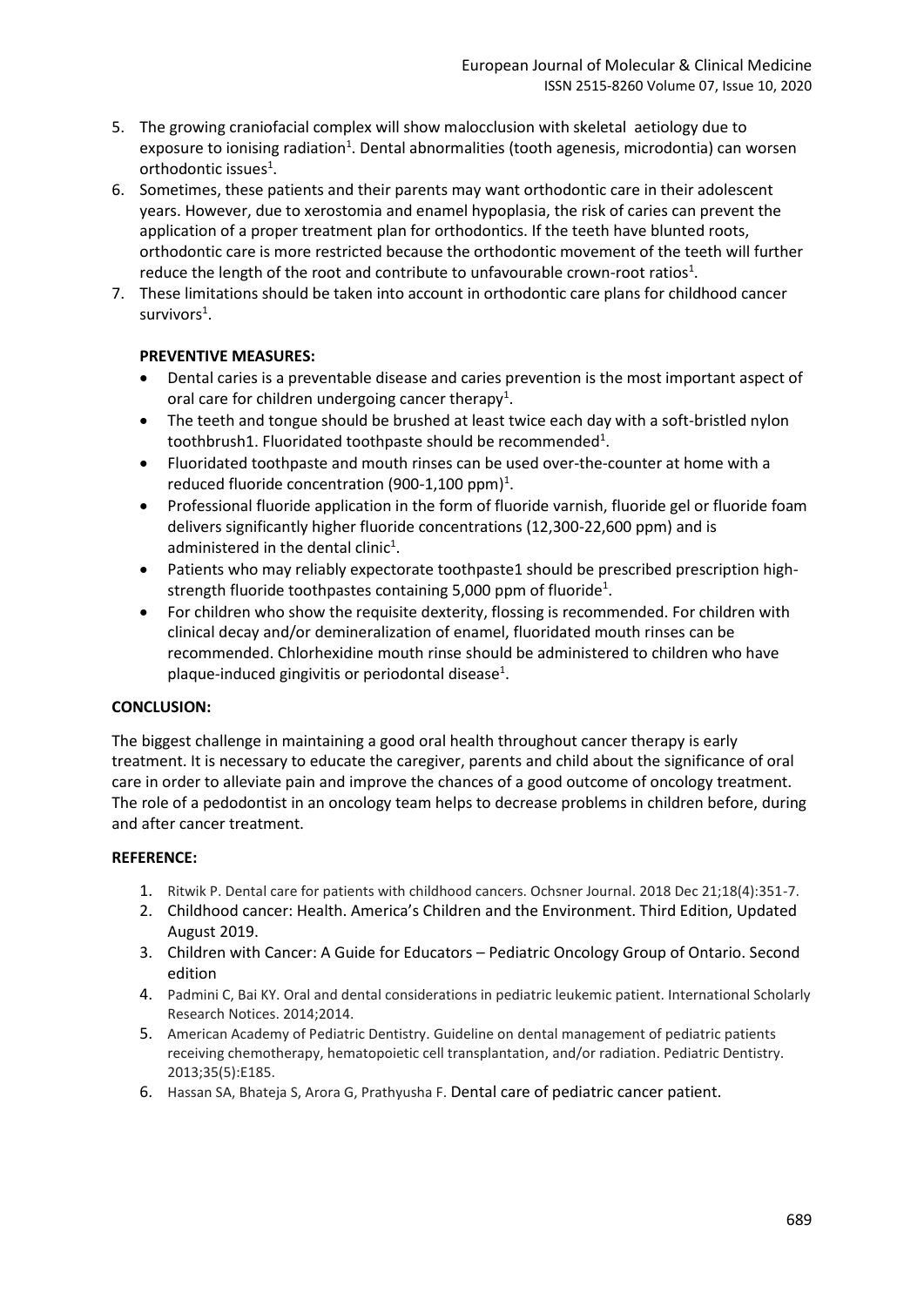5. The growing craniofacial complex will show malocclusion with skeletal aetiology due to exposure to ionising radiation[1]. Dental abnormalities (tooth agenesis, microdontia) can worsen orthodontic issues[1].
6. Sometimes, these patients and their parents may want orthodontic care in their adolescent years. However, due to xerostomia and enamel hypoplasia, the risk of caries can prevent the application of a proper treatment plan for orthodontics. If the teeth have blunted roots, orthodontic care is more restricted because the orthodontic movement of the teeth will further reduce the length of the root and contribute to unfavourable crown-root ratios[1].
7. These limitations should be taken into account in orthodontic care plans for childhood cancer survivors[1].

**PREVENTIVE MEASURES:**

- Dental caries is a preventable disease and caries prevention is the most important aspect of oral care for children undergoing cancer therapy[1].
- The teeth and tongue should be brushed at least twice each day with a soft-bristled nylon toothbrush1. Fluoridated toothpaste should be recommended[1].
- Fluoridated toothpaste and mouth rinses can be used over-the-counter at home with a reduced fluoride concentration (900-1,100 ppm)[1].
- Professional fluoride application in the form of fluoride varnish, fluoride gel or fluoride foam delivers significantly higher fluoride concentrations (12,300-22,600 ppm) and is administered in the dental clinic[1].
- Patients who may reliably expectorate toothpaste1 should be prescribed prescription high-strength fluoride toothpastes containing 5,000 ppm of fluoride[1].
- For children who show the requisite dexterity, flossing is recommended. For children with clinical decay and/or demineralization of enamel, fluoridated mouth rinses can be recommended. Chlorhexidine mouth rinse should be administered to children who have plaque-induced gingivitis or periodontal disease[1].

## CONCLUSION:

The biggest challenge in maintaining a good oral health throughout cancer therapy is early treatment. It is necessary to educate the caregiver, parents and child about the significance of oral care in order to alleviate pain and improve the chances of a good outcome of oncology treatment. The role of a pedodontist in an oncology team helps to decrease problems in children before, during and after cancer treatment.

## REFERENCE:

1. Ritwik P. Dental care for patients with childhood cancers. Ochsner Journal. 2018 Dec 21;18(4):351-7.
2. Childhood cancer: Health. America's Children and the Environment. Third Edition, Updated August 2019.
3. Children with Cancer: A Guide for Educators – Pediatric Oncology Group of Ontario. Second edition
4. Padmini C, Bai KY. Oral and dental considerations in pediatric leukemic patient. International Scholarly Research Notices. 2014;2014.
5. American Academy of Pediatric Dentistry. Guideline on dental management of pediatric patients receiving chemotherapy, hematopoietic cell transplantation, and/or radiation. Pediatric Dentistry. 2013;35(5):E185.
6. Hassan SA, Bhateja S, Arora G, Prathyusha F. Dental care of pediatric cancer patient.